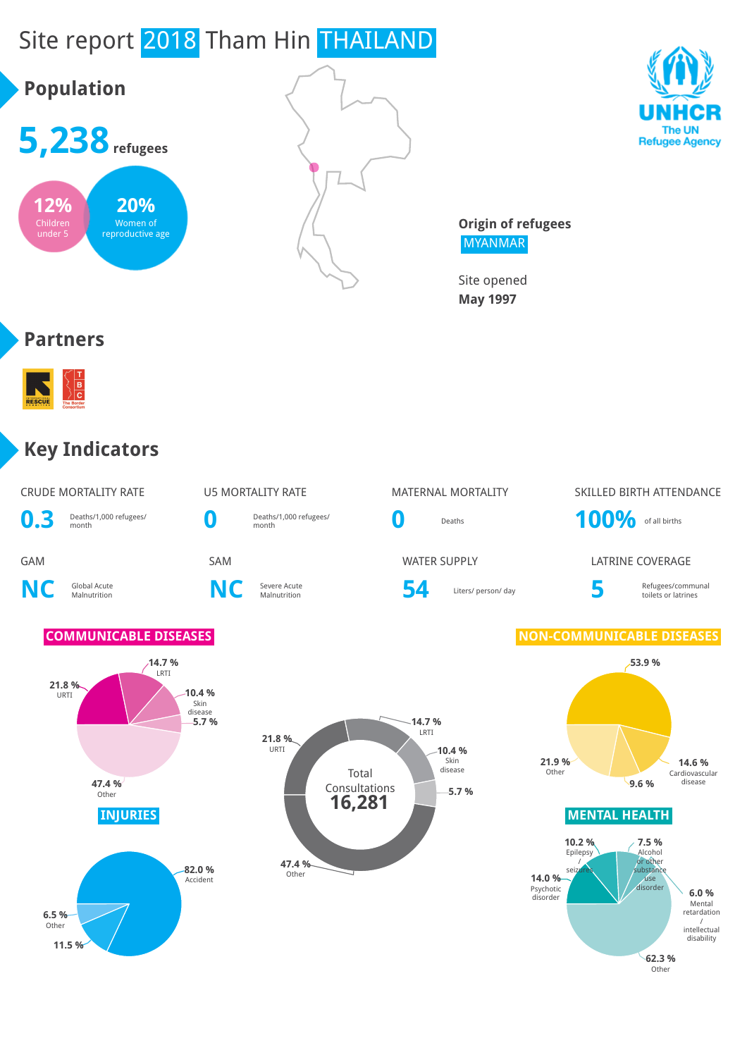# Site report 2018 Tham Hin THAILAND

UNHCR
The UN Refugee Agency

## Population

**5,238** refugees

**12%** Children under 5

**20%** Women of reproductive age

**Origin of refugees**
MYANMAR

Site opened
**May 1997**

## Partners

## Key Indicators

| CRUDE MORTALITY RATE | U5 MORTALITY RATE | MATERNAL MORTALITY | SKILLED BIRTH ATTENDANCE |
|---|---|---|---|
| **0.3** Deaths/1,000 refugees/ month | **0** Deaths/1,000 refugees/ month | **0** Deaths | **100%** of all births |

| GAM | SAM | WATER SUPPLY | LATRINE COVERAGE |
|---|---|---|---|
| **NC** Global Acute Malnutrition | **NC** Severe Acute Malnutrition | **54** Liters/ person/ day | **5** Refugees/communal toilets or latrines |

### COMMUNICABLE DISEASES

- 21.8 % URTI
- 14.7 % LRTI
- 10.4 % Skin disease
- 5.7 %
- 47.4 % Other

Total Consultations **16,281**

- 21.8 % URTI
- 14.7 % LRTI
- 10.4 % Skin disease
- 5.7 %
- 47.4 % Other

### NON-COMMUNICABLE DISEASES

- 53.9 %
- 14.6 % Cardiovascular disease
- 9.6 %
- 21.9 % Other

### INJURIES

- 82.0 % Accident
- 11.5 %
- 6.5 % Other

### MENTAL HEALTH

- 10.2 % Epilepsy / seizures
- 7.5 % Alcohol or other substance use disorder
- 6.0 % Mental retardation / intellectual disability
- 14.0 % Psychotic disorder
- 62.3 % Other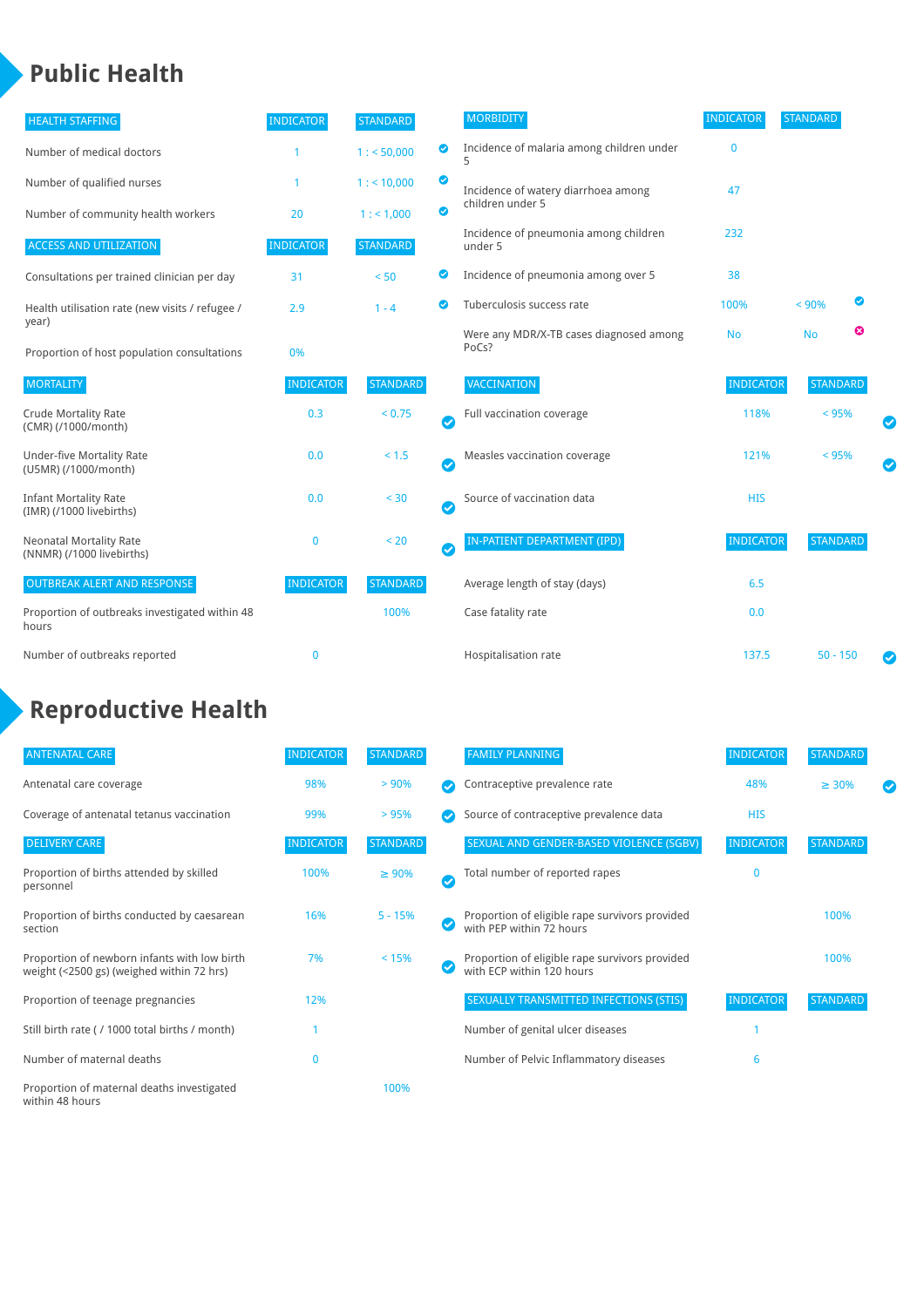# Public Health

| HEALTH STAFFING | INDICATOR | STANDARD | |
|---|---|---|---|
| Number of medical doctors | 1 | 1 : < 50,000 | ✔ |
| Number of qualified nurses | 1 | 1 : < 10,000 | ✔ |
| Number of community health workers | 20 | 1 : < 1,000 | ✔ |

| ACCESS AND UTILIZATION | INDICATOR | STANDARD | |
|---|---|---|---|
| Consultations per trained clinician per day | 31 | < 50 | ✔ |
| Health utilisation rate (new visits / refugee / year) | 2.9 | 1 - 4 | ✔ |
| Proportion of host population consultations | 0% | | |

| MORTALITY | INDICATOR | STANDARD | |
|---|---|---|---|
| Crude Mortality Rate (CMR) (/1000/month) | 0.3 | < 0.75 | ✔ |
| Under-five Mortality Rate (U5MR) (/1000/month) | 0.0 | < 1.5 | ✔ |
| Infant Mortality Rate (IMR) (/1000 livebirths) | 0.0 | < 30 | ✔ |
| Neonatal Mortality Rate (NNMR) (/1000 livebirths) | 0 | < 20 | ✔ |

| OUTBREAK ALERT AND RESPONSE | INDICATOR | STANDARD |
|---|---|---|
| Proportion of outbreaks investigated within 48 hours | | 100% |
| Number of outbreaks reported | 0 | |

| MORBIDITY | INDICATOR | STANDARD | |
|---|---|---|---|
| Incidence of malaria among children under 5 | 0 | | |
| Incidence of watery diarrhoea among children under 5 | 47 | | |
| Incidence of pneumonia among children under 5 | 232 | | |
| Incidence of pneumonia among over 5 | 38 | | |
| Tuberculosis success rate | 100% | < 90% | ✔ |
| Were any MDR/X-TB cases diagnosed among PoCs? | No | No | ✖ |

| VACCINATION | INDICATOR | STANDARD | |
|---|---|---|---|
| Full vaccination coverage | 118% | < 95% | ✔ |
| Measles vaccination coverage | 121% | < 95% | ✔ |
| Source of vaccination data | HIS | | |

| IN-PATIENT DEPARTMENT (IPD) | INDICATOR | STANDARD | |
|---|---|---|---|
| Average length of stay (days) | 6.5 | | |
| Case fatality rate | 0.0 | | |
| Hospitalisation rate | 137.5 | 50 - 150 | ✔ |

# Reproductive Health

| ANTENATAL CARE | INDICATOR | STANDARD | |
|---|---|---|---|
| Antenatal care coverage | 98% | > 90% | ✔ |
| Coverage of antenatal tetanus vaccination | 99% | > 95% | ✔ |

| DELIVERY CARE | INDICATOR | STANDARD | |
|---|---|---|---|
| Proportion of births attended by skilled personnel | 100% | ≥ 90% | ✔ |
| Proportion of births conducted by caesarean section | 16% | 5 - 15% | ✔ |
| Proportion of newborn infants with low birth weight (<2500 gs) (weighed within 72 hrs) | 7% | < 15% | ✔ |
| Proportion of teenage pregnancies | 12% | | |
| Still birth rate ( / 1000 total births / month) | 1 | | |
| Number of maternal deaths | 0 | | |
| Proportion of maternal deaths investigated within 48 hours | | 100% | |

| FAMILY PLANNING | INDICATOR | STANDARD | |
|---|---|---|---|
| Contraceptive prevalence rate | 48% | ≥ 30% | ✔ |
| Source of contraceptive prevalence data | HIS | | |

| SEXUAL AND GENDER-BASED VIOLENCE (SGBV) | INDICATOR | STANDARD |
|---|---|---|
| Total number of reported rapes | 0 | |
| Proportion of eligible rape survivors provided with PEP within 72 hours | | 100% |
| Proportion of eligible rape survivors provided with ECP within 120 hours | | 100% |

| SEXUALLY TRANSMITTED INFECTIONS (STIS) | INDICATOR | STANDARD |
|---|---|---|
| Number of genital ulcer diseases | 1 | |
| Number of Pelvic Inflammatory diseases | 6 | |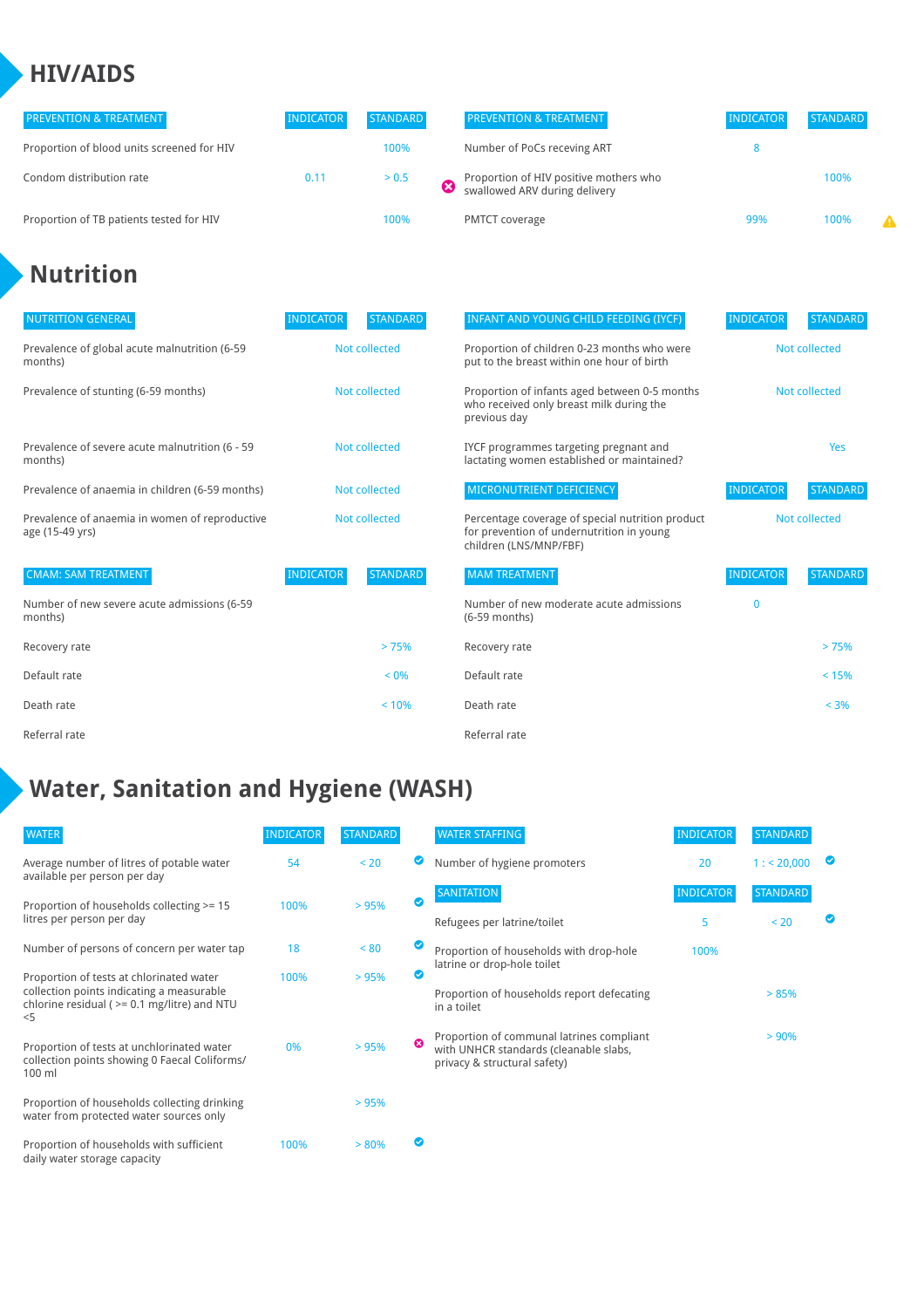# HIV/AIDS

| PREVENTION & TREATMENT | INDICATOR | STANDARD |
|---|---|---|
| Proportion of blood units screened for HIV | | 100% |
| Condom distribution rate | 0.11 | > 0.5 |
| Proportion of TB patients tested for HIV | | 100% |

| PREVENTION & TREATMENT | INDICATOR | STANDARD |
|---|---|---|
| Number of PoCs receving ART | 8 | |
| Proportion of HIV positive mothers who swallowed ARV during delivery | | 100% |
| PMTCT coverage | 99% | 100% |

# Nutrition

| NUTRITION GENERAL | INDICATOR | STANDARD |
|---|---|---|
| Prevalence of global acute malnutrition (6-59 months) | Not collected | |
| Prevalence of stunting (6-59 months) | Not collected | |
| Prevalence of severe acute malnutrition (6 - 59 months) | Not collected | |
| Prevalence of anaemia in children (6-59 months) | Not collected | |
| Prevalence of anaemia in women of reproductive age (15-49 yrs) | Not collected | |

| INFANT AND YOUNG CHILD FEEDING (IYCF) | INDICATOR | STANDARD |
|---|---|---|
| Proportion of children 0-23 months who were put to the breast within one hour of birth | Not collected | |
| Proportion of infants aged between 0-5 months who received only breast milk during the previous day | Not collected | |
| IYCF programmes targeting pregnant and lactating women established or maintained? | | Yes |

| MICRONUTRIENT DEFICIENCY | INDICATOR | STANDARD |
|---|---|---|
| Percentage coverage of special nutrition product for prevention of undernutrition in young children (LNS/MNP/FBF) | Not collected | |

| CMAM: SAM TREATMENT | INDICATOR | STANDARD |
|---|---|---|
| Number of new severe acute admissions (6-59 months) | | |
| Recovery rate | | > 75% |
| Default rate | | < 0% |
| Death rate | | < 10% |
| Referral rate | | |

| MAM TREATMENT | INDICATOR | STANDARD |
|---|---|---|
| Number of new moderate acute admissions (6-59 months) | 0 | |
| Recovery rate | | > 75% |
| Default rate | | < 15% |
| Death rate | | < 3% |
| Referral rate | | |

# Water, Sanitation and Hygiene (WASH)

| WATER | INDICATOR | STANDARD |
|---|---|---|
| Average number of litres of potable water available per person per day | 54 | < 20 |
| Proportion of households collecting >= 15 litres per person per day | 100% | > 95% |
| Number of persons of concern per water tap | 18 | < 80 |
| Proportion of tests at chlorinated water collection points indicating a measurable chlorine residual ( >= 0.1 mg/litre) and NTU <5 | 100% | > 95% |
| Proportion of tests at unchlorinated water collection points showing 0 Faecal Coliforms/ 100 ml | 0% | > 95% |
| Proportion of households collecting drinking water from protected water sources only | | > 95% |
| Proportion of households with sufficient daily water storage capacity | 100% | > 80% |

| WATER STAFFING | INDICATOR | STANDARD |
|---|---|---|
| Number of hygiene promoters | 20 | 1 : < 20,000 |

| SANITATION | INDICATOR | STANDARD |
|---|---|---|
| Refugees per latrine/toilet | 5 | < 20 |
| Proportion of households with drop-hole latrine or drop-hole toilet | 100% | |
| Proportion of households report defecating in a toilet | | > 85% |
| Proportion of communal latrines compliant with UNHCR standards (cleanable slabs, privacy & structural safety) | | > 90% |